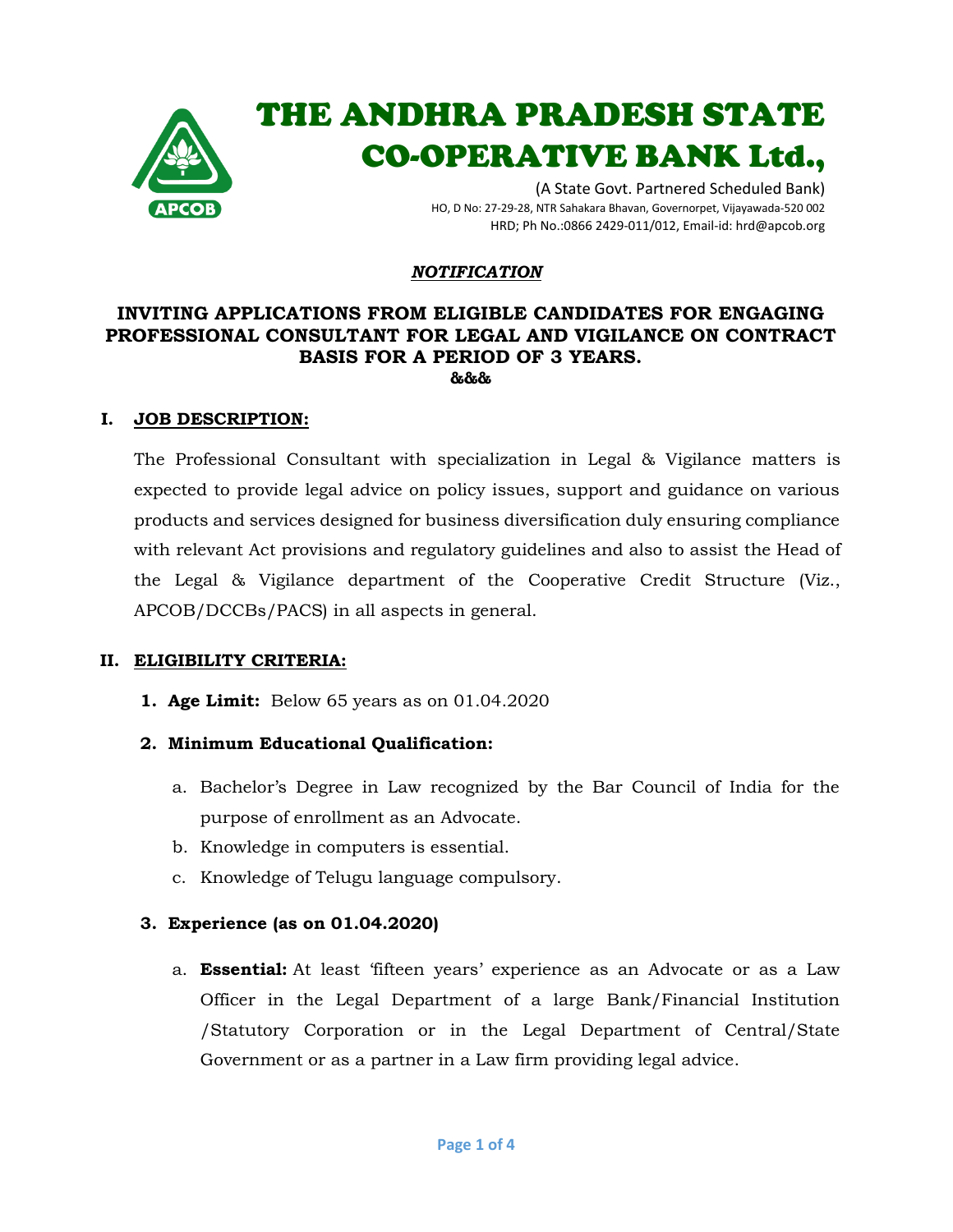# THE ANDHRA PRADESH STATE CO-OPERATIVE BANK Ltd.,

(A State Govt. Partnered Scheduled Bank)
HO, D No: 27-29-28, NTR Sahakara Bhavan, Governorpet, Vijayawada-520 002
HRD; Ph No.:0866 2429-011/012, Email-id: hrd@apcob.org

***NOTIFICATION***

## INVITING APPLICATIONS FROM ELIGIBLE CANDIDATES FOR ENGAGING PROFESSIONAL CONSULTANT FOR LEGAL AND VIGILANCE ON CONTRACT BASIS FOR A PERIOD OF 3 YEARS.

&&&

### I. JOB DESCRIPTION:

The Professional Consultant with specialization in Legal & Vigilance matters is expected to provide legal advice on policy issues, support and guidance on various products and services designed for business diversification duly ensuring compliance with relevant Act provisions and regulatory guidelines and also to assist the Head of the Legal & Vigilance department of the Cooperative Credit Structure (Viz., APCOB/DCCBs/PACS) in all aspects in general.

### II. ELIGIBILITY CRITERIA:

1. **Age Limit:** Below 65 years as on 01.04.2020

2. **Minimum Educational Qualification:**

   a. Bachelor's Degree in Law recognized by the Bar Council of India for the purpose of enrollment as an Advocate.
   b. Knowledge in computers is essential.
   c. Knowledge of Telugu language compulsory.

3. **Experience (as on 01.04.2020)**

   a. **Essential:** At least 'fifteen years' experience as an Advocate or as a Law Officer in the Legal Department of a large Bank/Financial Institution /Statutory Corporation or in the Legal Department of Central/State Government or as a partner in a Law firm providing legal advice.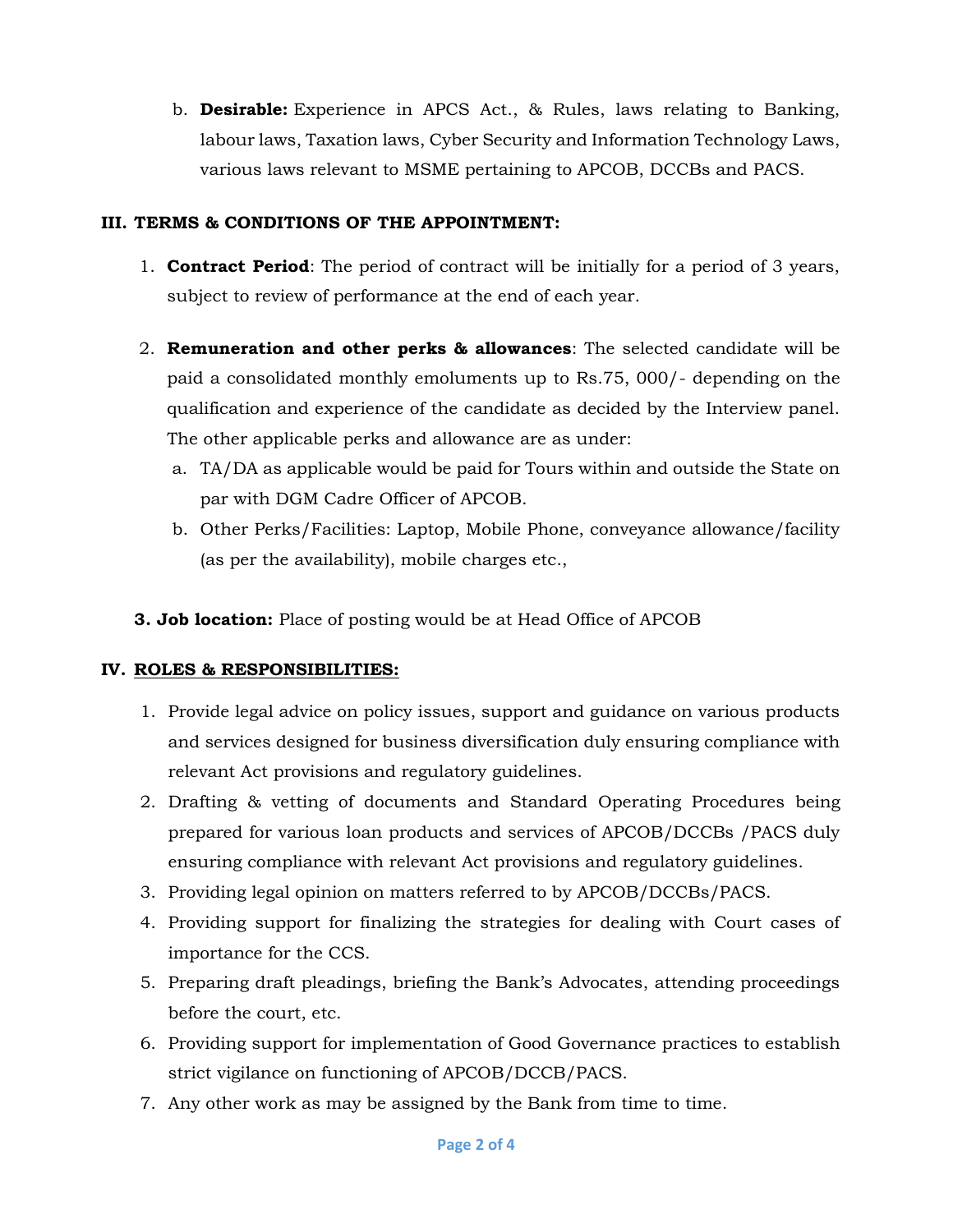b. **Desirable:** Experience in APCS Act., & Rules, laws relating to Banking, labour laws, Taxation laws, Cyber Security and Information Technology Laws, various laws relevant to MSME pertaining to APCOB, DCCBs and PACS.

## III. TERMS & CONDITIONS OF THE APPOINTMENT:

1. **Contract Period**: The period of contract will be initially for a period of 3 years, subject to review of performance at the end of each year.

2. **Remuneration and other perks & allowances**: The selected candidate will be paid a consolidated monthly emoluments up to Rs.75, 000/- depending on the qualification and experience of the candidate as decided by the Interview panel. The other applicable perks and allowance are as under:
   a. TA/DA as applicable would be paid for Tours within and outside the State on par with DGM Cadre Officer of APCOB.
   b. Other Perks/Facilities: Laptop, Mobile Phone, conveyance allowance/facility (as per the availability), mobile charges etc.,

3. **Job location:** Place of posting would be at Head Office of APCOB

## IV. ROLES & RESPONSIBILITIES:

1. Provide legal advice on policy issues, support and guidance on various products and services designed for business diversification duly ensuring compliance with relevant Act provisions and regulatory guidelines.
2. Drafting & vetting of documents and Standard Operating Procedures being prepared for various loan products and services of APCOB/DCCBs /PACS duly ensuring compliance with relevant Act provisions and regulatory guidelines.
3. Providing legal opinion on matters referred to by APCOB/DCCBs/PACS.
4. Providing support for finalizing the strategies for dealing with Court cases of importance for the CCS.
5. Preparing draft pleadings, briefing the Bank's Advocates, attending proceedings before the court, etc.
6. Providing support for implementation of Good Governance practices to establish strict vigilance on functioning of APCOB/DCCB/PACS.
7. Any other work as may be assigned by the Bank from time to time.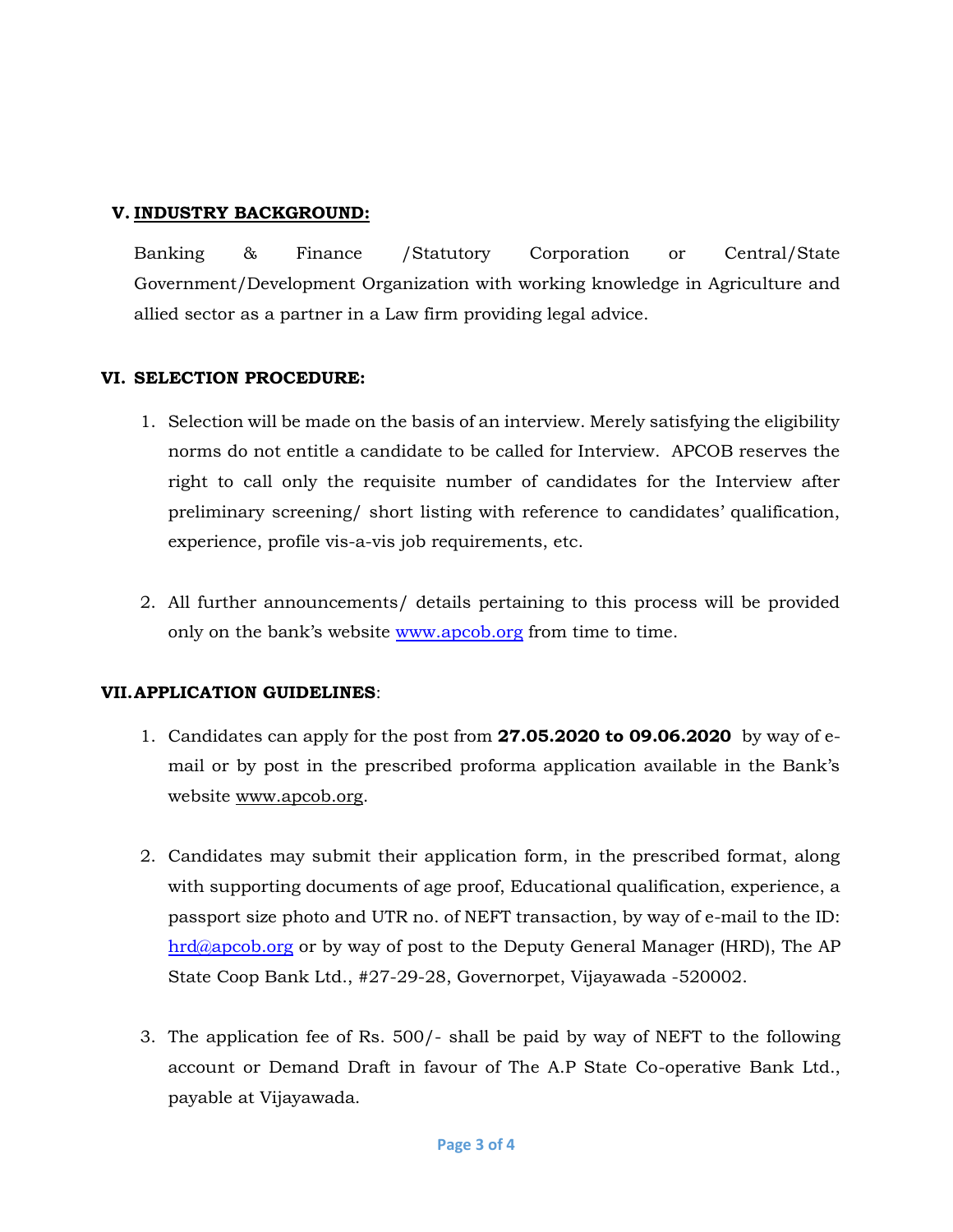## V. INDUSTRY BACKGROUND:

Banking & Finance /Statutory Corporation or Central/State Government/Development Organization with working knowledge in Agriculture and allied sector as a partner in a Law firm providing legal advice.

## VI. SELECTION PROCEDURE:

1. Selection will be made on the basis of an interview. Merely satisfying the eligibility norms do not entitle a candidate to be called for Interview. APCOB reserves the right to call only the requisite number of candidates for the Interview after preliminary screening/ short listing with reference to candidates' qualification, experience, profile vis-a-vis job requirements, etc.

2. All further announcements/ details pertaining to this process will be provided only on the bank's website www.apcob.org from time to time.

## VII. APPLICATION GUIDELINES:

1. Candidates can apply for the post from **27.05.2020 to 09.06.2020** by way of e-mail or by post in the prescribed proforma application available in the Bank's website www.apcob.org.

2. Candidates may submit their application form, in the prescribed format, along with supporting documents of age proof, Educational qualification, experience, a passport size photo and UTR no. of NEFT transaction, by way of e-mail to the ID: hrd@apcob.org or by way of post to the Deputy General Manager (HRD), The AP State Coop Bank Ltd., #27-29-28, Governorpet, Vijayawada -520002.

3. The application fee of Rs. 500/- shall be paid by way of NEFT to the following account or Demand Draft in favour of The A.P State Co-operative Bank Ltd., payable at Vijayawada.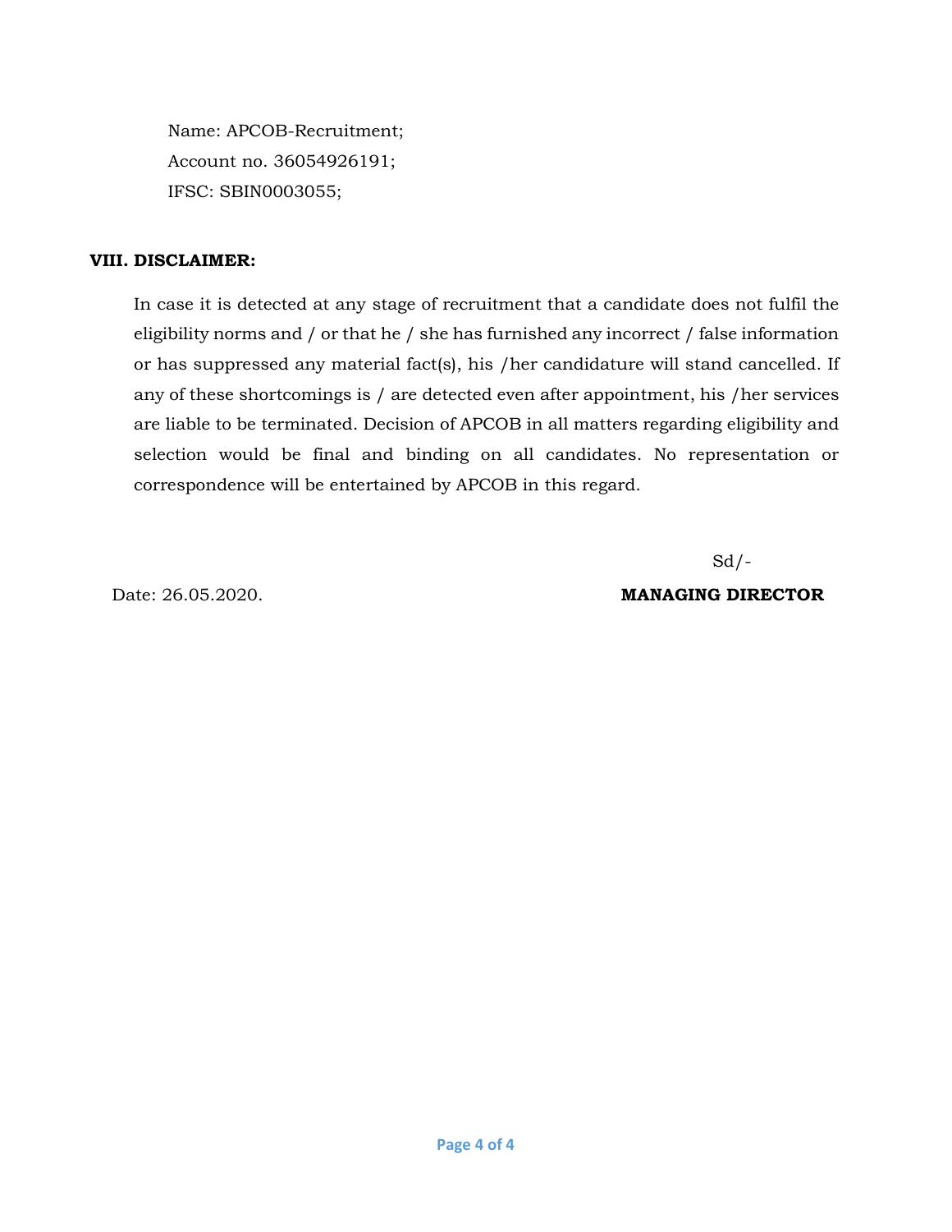Name: APCOB-Recruitment;
Account no. 36054926191;
IFSC: SBIN0003055;

**VIII. DISCLAIMER:**

In case it is detected at any stage of recruitment that a candidate does not fulfil the eligibility norms and / or that he / she has furnished any incorrect / false information or has suppressed any material fact(s), his /her candidature will stand cancelled. If any of these shortcomings is / are detected even after appointment, his /her services are liable to be terminated. Decision of APCOB in all matters regarding eligibility and selection would be final and binding on all candidates. No representation or correspondence will be entertained by APCOB in this regard.

Sd/-

Date: 26.05.2020. **MANAGING DIRECTOR**